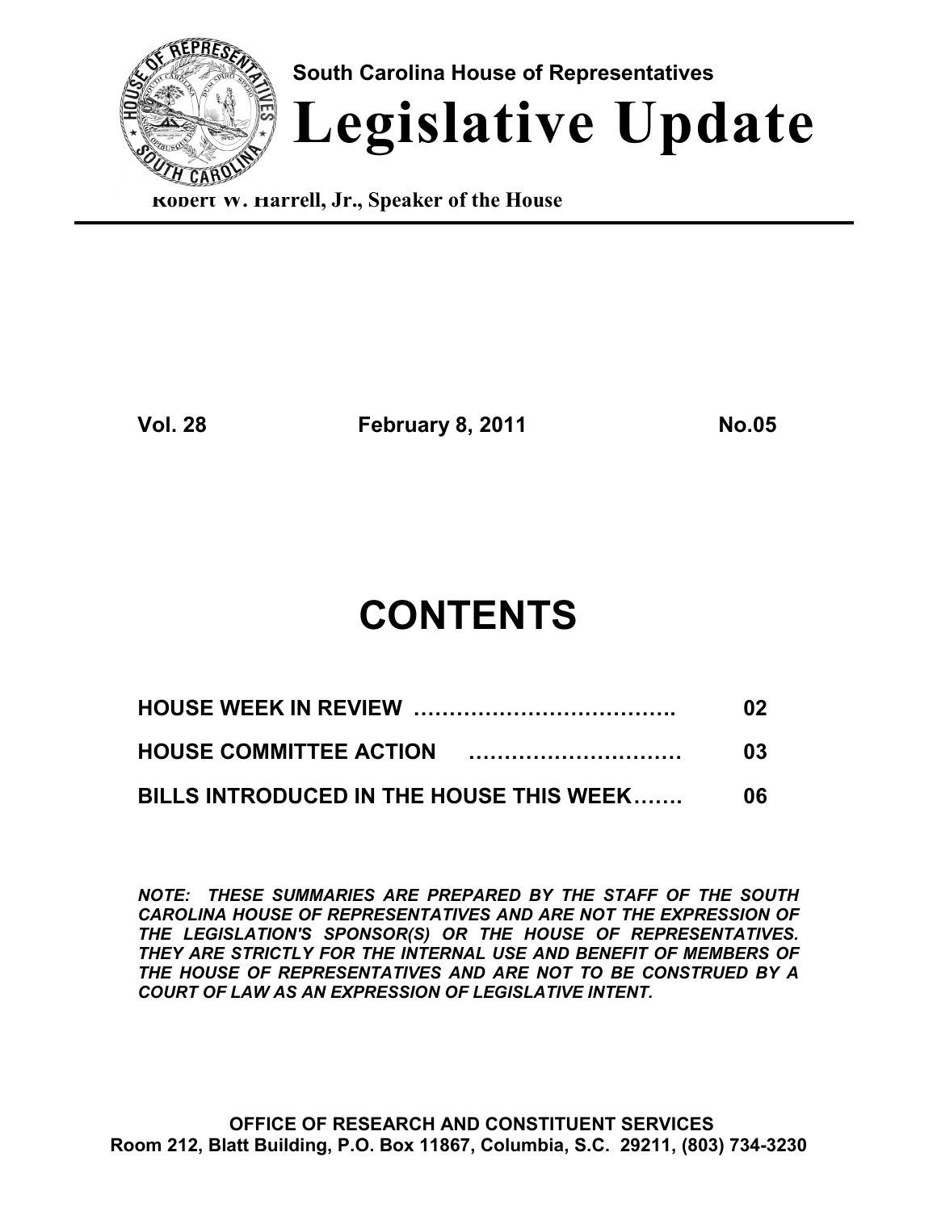**South Carolina House of Representatives**

# Legislative Update

**Robert W. Harrell, Jr., Speaker of the House**

---

**Vol. 28** **February 8, 2011** **No.05**

## CONTENTS

| | |
|---|---|
| **HOUSE WEEK IN REVIEW ……………………………….** | **02** |
| **HOUSE COMMITTEE ACTION …………………………** | **03** |
| **BILLS INTRODUCED IN THE HOUSE THIS WEEK…….** | **06** |

***NOTE: THESE SUMMARIES ARE PREPARED BY THE STAFF OF THE SOUTH CAROLINA HOUSE OF REPRESENTATIVES AND ARE NOT THE EXPRESSION OF THE LEGISLATION'S SPONSOR(S) OR THE HOUSE OF REPRESENTATIVES. THEY ARE STRICTLY FOR THE INTERNAL USE AND BENEFIT OF MEMBERS OF THE HOUSE OF REPRESENTATIVES AND ARE NOT TO BE CONSTRUED BY A COURT OF LAW AS AN EXPRESSION OF LEGISLATIVE INTENT.***

**OFFICE OF RESEARCH AND CONSTITUENT SERVICES**
**Room 212, Blatt Building, P.O. Box 11867, Columbia, S.C. 29211, (803) 734-3230**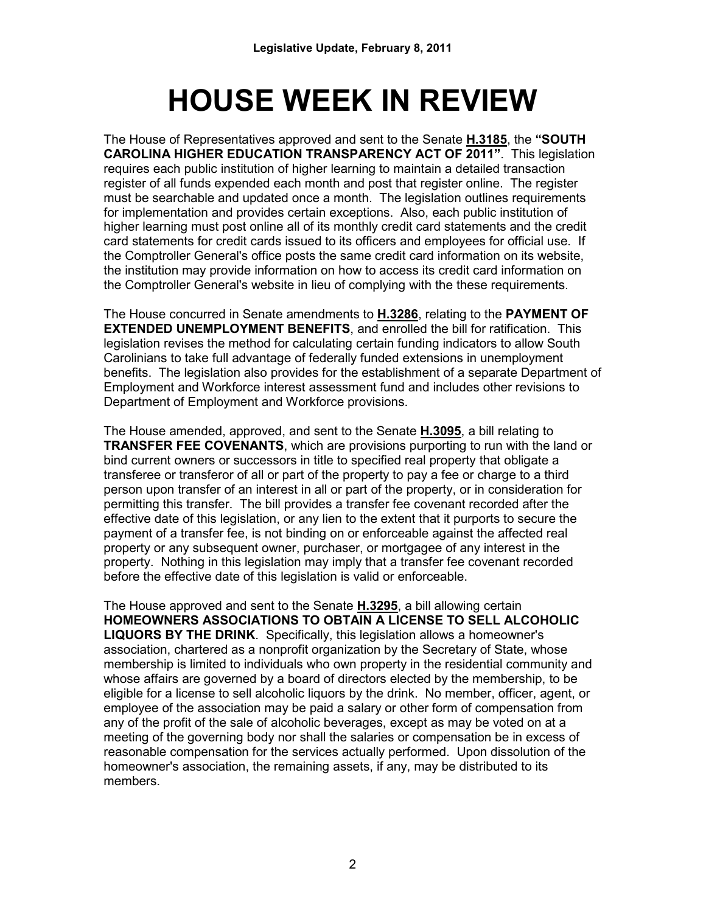# HOUSE WEEK IN REVIEW

The House of Representatives approved and sent to the Senate **H.3185**, the **"SOUTH CAROLINA HIGHER EDUCATION TRANSPARENCY ACT OF 2011"**. This legislation requires each public institution of higher learning to maintain a detailed transaction register of all funds expended each month and post that register online. The register must be searchable and updated once a month. The legislation outlines requirements for implementation and provides certain exceptions. Also, each public institution of higher learning must post online all of its monthly credit card statements and the credit card statements for credit cards issued to its officers and employees for official use. If the Comptroller General's office posts the same credit card information on its website, the institution may provide information on how to access its credit card information on the Comptroller General's website in lieu of complying with the these requirements.

The House concurred in Senate amendments to **H.3286**, relating to the **PAYMENT OF EXTENDED UNEMPLOYMENT BENEFITS**, and enrolled the bill for ratification. This legislation revises the method for calculating certain funding indicators to allow South Carolinians to take full advantage of federally funded extensions in unemployment benefits. The legislation also provides for the establishment of a separate Department of Employment and Workforce interest assessment fund and includes other revisions to Department of Employment and Workforce provisions.

The House amended, approved, and sent to the Senate **H.3095**, a bill relating to **TRANSFER FEE COVENANTS**, which are provisions purporting to run with the land or bind current owners or successors in title to specified real property that obligate a transferee or transferor of all or part of the property to pay a fee or charge to a third person upon transfer of an interest in all or part of the property, or in consideration for permitting this transfer. The bill provides a transfer fee covenant recorded after the effective date of this legislation, or any lien to the extent that it purports to secure the payment of a transfer fee, is not binding on or enforceable against the affected real property or any subsequent owner, purchaser, or mortgagee of any interest in the property. Nothing in this legislation may imply that a transfer fee covenant recorded before the effective date of this legislation is valid or enforceable.

The House approved and sent to the Senate **H.3295**, a bill allowing certain **HOMEOWNERS ASSOCIATIONS TO OBTAIN A LICENSE TO SELL ALCOHOLIC LIQUORS BY THE DRINK**. Specifically, this legislation allows a homeowner's association, chartered as a nonprofit organization by the Secretary of State, whose membership is limited to individuals who own property in the residential community and whose affairs are governed by a board of directors elected by the membership, to be eligible for a license to sell alcoholic liquors by the drink. No member, officer, agent, or employee of the association may be paid a salary or other form of compensation from any of the profit of the sale of alcoholic beverages, except as may be voted on at a meeting of the governing body nor shall the salaries or compensation be in excess of reasonable compensation for the services actually performed. Upon dissolution of the homeowner's association, the remaining assets, if any, may be distributed to its members.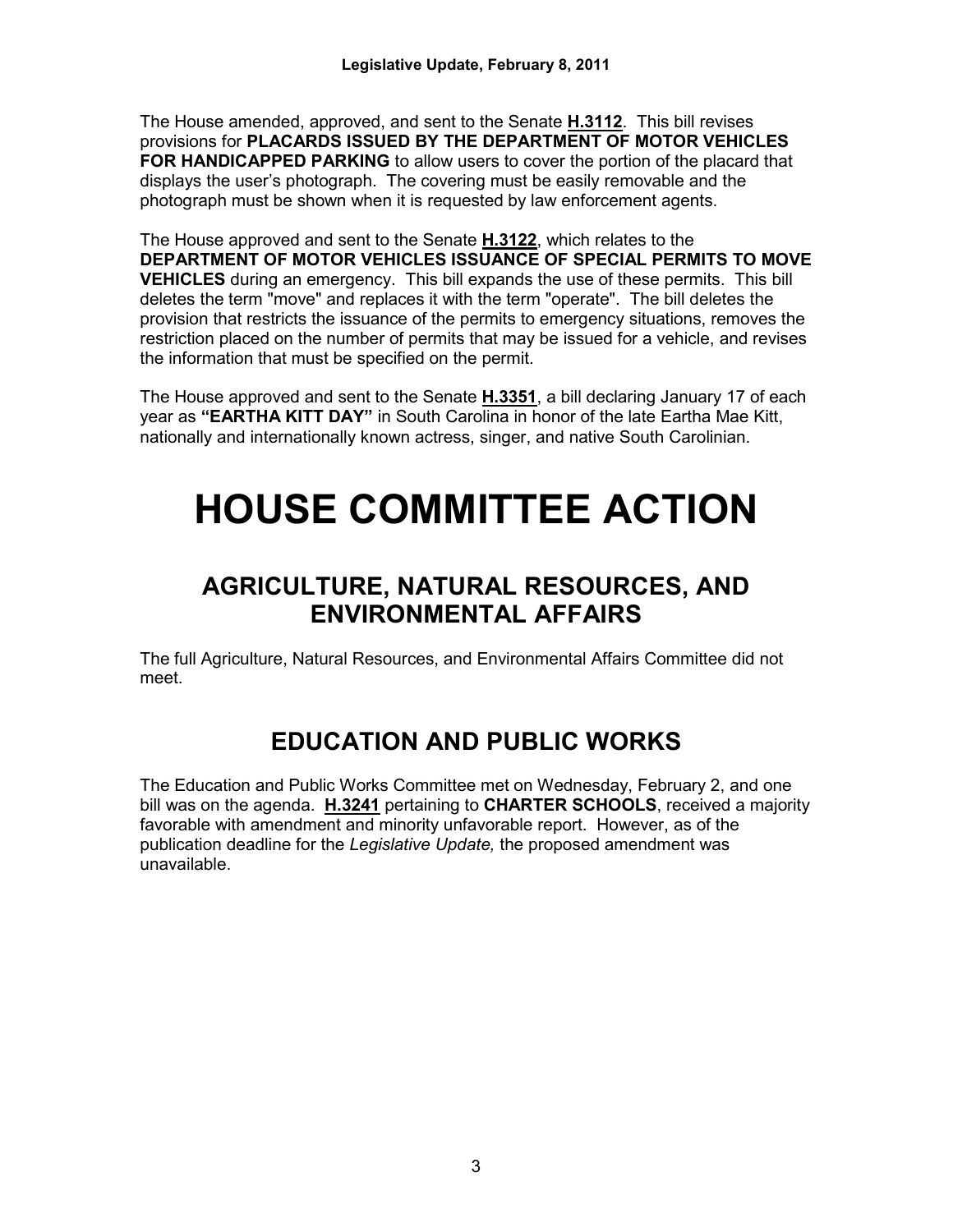The House amended, approved, and sent to the Senate **H.3112**. This bill revises provisions for **PLACARDS ISSUED BY THE DEPARTMENT OF MOTOR VEHICLES FOR HANDICAPPED PARKING** to allow users to cover the portion of the placard that displays the user's photograph. The covering must be easily removable and the photograph must be shown when it is requested by law enforcement agents.

The House approved and sent to the Senate **H.3122**, which relates to the **DEPARTMENT OF MOTOR VEHICLES ISSUANCE OF SPECIAL PERMITS TO MOVE VEHICLES** during an emergency. This bill expands the use of these permits. This bill deletes the term "move" and replaces it with the term "operate". The bill deletes the provision that restricts the issuance of the permits to emergency situations, removes the restriction placed on the number of permits that may be issued for a vehicle, and revises the information that must be specified on the permit.

The House approved and sent to the Senate **H.3351**, a bill declaring January 17 of each year as **"EARTHA KITT DAY"** in South Carolina in honor of the late Eartha Mae Kitt, nationally and internationally known actress, singer, and native South Carolinian.

# HOUSE COMMITTEE ACTION

## AGRICULTURE, NATURAL RESOURCES, AND ENVIRONMENTAL AFFAIRS

The full Agriculture, Natural Resources, and Environmental Affairs Committee did not meet.

## EDUCATION AND PUBLIC WORKS

The Education and Public Works Committee met on Wednesday, February 2, and one bill was on the agenda. **H.3241** pertaining to **CHARTER SCHOOLS**, received a majority favorable with amendment and minority unfavorable report. However, as of the publication deadline for the *Legislative Update,* the proposed amendment was unavailable.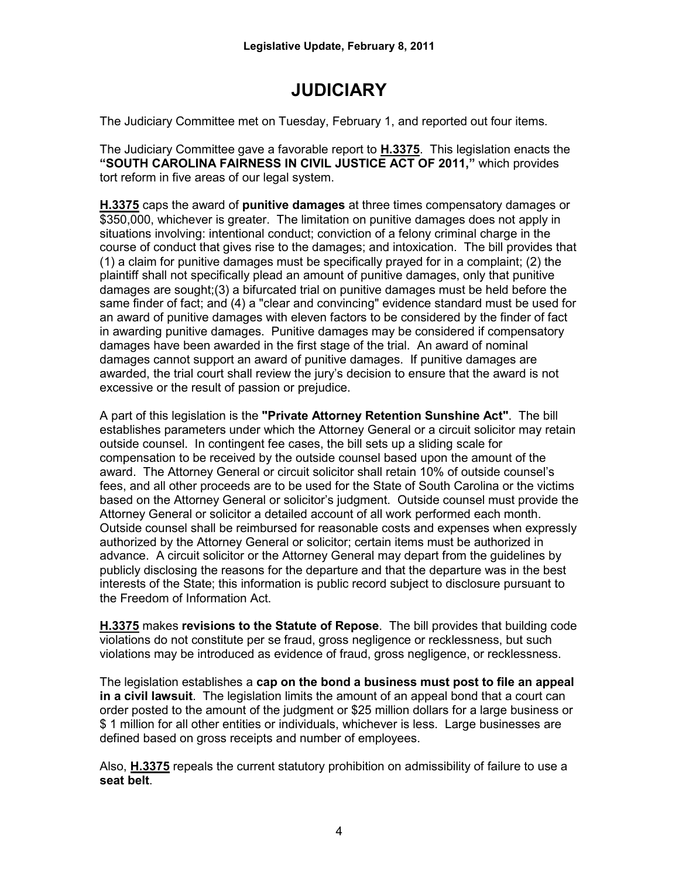# JUDICIARY

The Judiciary Committee met on Tuesday, February 1, and reported out four items.

The Judiciary Committee gave a favorable report to **H.3375**. This legislation enacts the **"SOUTH CAROLINA FAIRNESS IN CIVIL JUSTICE ACT OF 2011,"** which provides tort reform in five areas of our legal system.

**H.3375** caps the award of **punitive damages** at three times compensatory damages or $350,000, whichever is greater. The limitation on punitive damages does not apply in situations involving: intentional conduct; conviction of a felony criminal charge in the course of conduct that gives rise to the damages; and intoxication. The bill provides that (1) a claim for punitive damages must be specifically prayed for in a complaint; (2) the plaintiff shall not specifically plead an amount of punitive damages, only that punitive damages are sought;(3) a bifurcated trial on punitive damages must be held before the same finder of fact; and (4) a "clear and convincing" evidence standard must be used for an award of punitive damages with eleven factors to be considered by the finder of fact in awarding punitive damages. Punitive damages may be considered if compensatory damages have been awarded in the first stage of the trial. An award of nominal damages cannot support an award of punitive damages. If punitive damages are awarded, the trial court shall review the jury's decision to ensure that the award is not excessive or the result of passion or prejudice.

A part of this legislation is the **"Private Attorney Retention Sunshine Act"**. The bill establishes parameters under which the Attorney General or a circuit solicitor may retain outside counsel. In contingent fee cases, the bill sets up a sliding scale for compensation to be received by the outside counsel based upon the amount of the award. The Attorney General or circuit solicitor shall retain 10% of outside counsel's fees, and all other proceeds are to be used for the State of South Carolina or the victims based on the Attorney General or solicitor's judgment. Outside counsel must provide the Attorney General or solicitor a detailed account of all work performed each month. Outside counsel shall be reimbursed for reasonable costs and expenses when expressly authorized by the Attorney General or solicitor; certain items must be authorized in advance. A circuit solicitor or the Attorney General may depart from the guidelines by publicly disclosing the reasons for the departure and that the departure was in the best interests of the State; this information is public record subject to disclosure pursuant to the Freedom of Information Act.

**H.3375** makes **revisions to the Statute of Repose**. The bill provides that building code violations do not constitute per se fraud, gross negligence or recklessness, but such violations may be introduced as evidence of fraud, gross negligence, or recklessness.

The legislation establishes a **cap on the bond a business must post to file an appeal in a civil lawsuit**. The legislation limits the amount of an appeal bond that a court can order posted to the amount of the judgment or $25 million dollars for a large business or $ 1 million for all other entities or individuals, whichever is less. Large businesses are defined based on gross receipts and number of employees.

Also, **H.3375** repeals the current statutory prohibition on admissibility of failure to use a **seat belt**.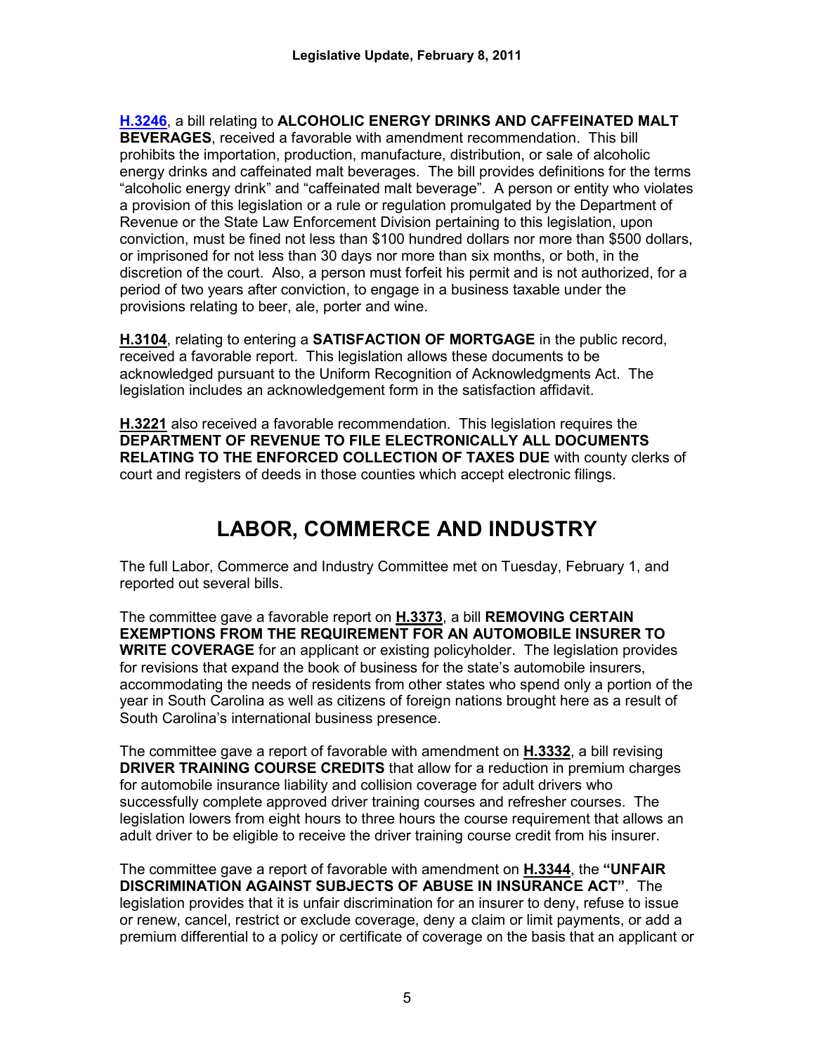**H.3246**, a bill relating to **ALCOHOLIC ENERGY DRINKS AND CAFFEINATED MALT BEVERAGES**, received a favorable with amendment recommendation. This bill prohibits the importation, production, manufacture, distribution, or sale of alcoholic energy drinks and caffeinated malt beverages. The bill provides definitions for the terms "alcoholic energy drink" and "caffeinated malt beverage". A person or entity who violates a provision of this legislation or a rule or regulation promulgated by the Department of Revenue or the State Law Enforcement Division pertaining to this legislation, upon conviction, must be fined not less than $100 hundred dollars nor more than $500 dollars, or imprisoned for not less than 30 days nor more than six months, or both, in the discretion of the court. Also, a person must forfeit his permit and is not authorized, for a period of two years after conviction, to engage in a business taxable under the provisions relating to beer, ale, porter and wine.

**H.3104**, relating to entering a **SATISFACTION OF MORTGAGE** in the public record, received a favorable report. This legislation allows these documents to be acknowledged pursuant to the Uniform Recognition of Acknowledgments Act. The legislation includes an acknowledgement form in the satisfaction affidavit.

**H.3221** also received a favorable recommendation. This legislation requires the **DEPARTMENT OF REVENUE TO FILE ELECTRONICALLY ALL DOCUMENTS RELATING TO THE ENFORCED COLLECTION OF TAXES DUE** with county clerks of court and registers of deeds in those counties which accept electronic filings.

# LABOR, COMMERCE AND INDUSTRY

The full Labor, Commerce and Industry Committee met on Tuesday, February 1, and reported out several bills.

The committee gave a favorable report on **H.3373**, a bill **REMOVING CERTAIN EXEMPTIONS FROM THE REQUIREMENT FOR AN AUTOMOBILE INSURER TO WRITE COVERAGE** for an applicant or existing policyholder. The legislation provides for revisions that expand the book of business for the state's automobile insurers, accommodating the needs of residents from other states who spend only a portion of the year in South Carolina as well as citizens of foreign nations brought here as a result of South Carolina's international business presence.

The committee gave a report of favorable with amendment on **H.3332**, a bill revising **DRIVER TRAINING COURSE CREDITS** that allow for a reduction in premium charges for automobile insurance liability and collision coverage for adult drivers who successfully complete approved driver training courses and refresher courses. The legislation lowers from eight hours to three hours the course requirement that allows an adult driver to be eligible to receive the driver training course credit from his insurer.

The committee gave a report of favorable with amendment on **H.3344**, the **"UNFAIR DISCRIMINATION AGAINST SUBJECTS OF ABUSE IN INSURANCE ACT"**. The legislation provides that it is unfair discrimination for an insurer to deny, refuse to issue or renew, cancel, restrict or exclude coverage, deny a claim or limit payments, or add a premium differential to a policy or certificate of coverage on the basis that an applicant or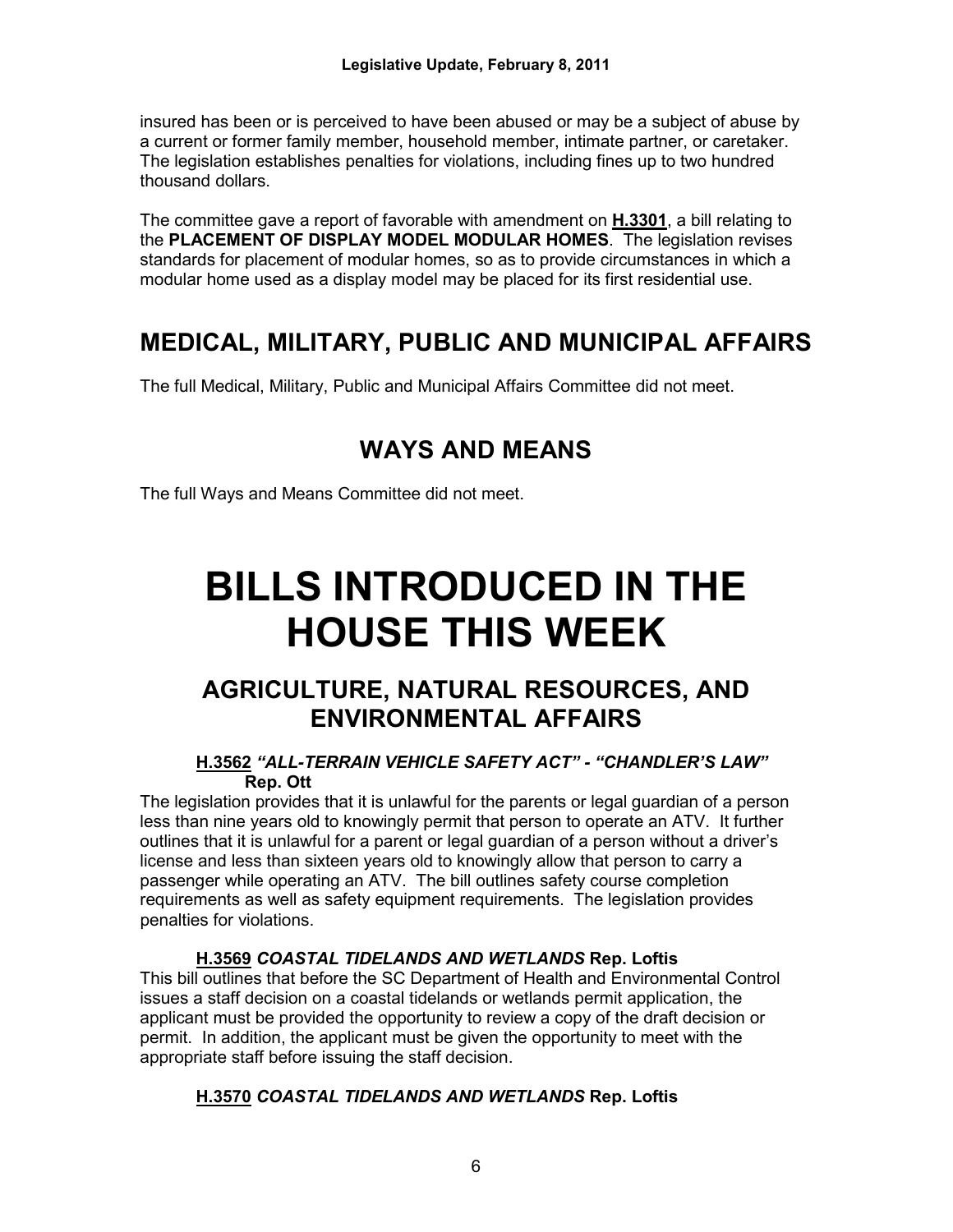insured has been or is perceived to have been abused or may be a subject of abuse by a current or former family member, household member, intimate partner, or caretaker. The legislation establishes penalties for violations, including fines up to two hundred thousand dollars.

The committee gave a report of favorable with amendment on **H.3301**, a bill relating to the **PLACEMENT OF DISPLAY MODEL MODULAR HOMES**. The legislation revises standards for placement of modular homes, so as to provide circumstances in which a modular home used as a display model may be placed for its first residential use.

## MEDICAL, MILITARY, PUBLIC AND MUNICIPAL AFFAIRS

The full Medical, Military, Public and Municipal Affairs Committee did not meet.

## WAYS AND MEANS

The full Ways and Means Committee did not meet.

# BILLS INTRODUCED IN THE HOUSE THIS WEEK

## AGRICULTURE, NATURAL RESOURCES, AND ENVIRONMENTAL AFFAIRS

**H.3562** ***"ALL-TERRAIN VEHICLE SAFETY ACT" - "CHANDLER'S LAW"*** **Rep. Ott**

The legislation provides that it is unlawful for the parents or legal guardian of a person less than nine years old to knowingly permit that person to operate an ATV. It further outlines that it is unlawful for a parent or legal guardian of a person without a driver's license and less than sixteen years old to knowingly allow that person to carry a passenger while operating an ATV. The bill outlines safety course completion requirements as well as safety equipment requirements. The legislation provides penalties for violations.

**H.3569** ***COASTAL TIDELANDS AND WETLANDS*** **Rep. Loftis**

This bill outlines that before the SC Department of Health and Environmental Control issues a staff decision on a coastal tidelands or wetlands permit application, the applicant must be provided the opportunity to review a copy of the draft decision or permit. In addition, the applicant must be given the opportunity to meet with the appropriate staff before issuing the staff decision.

**H.3570** ***COASTAL TIDELANDS AND WETLANDS*** **Rep. Loftis**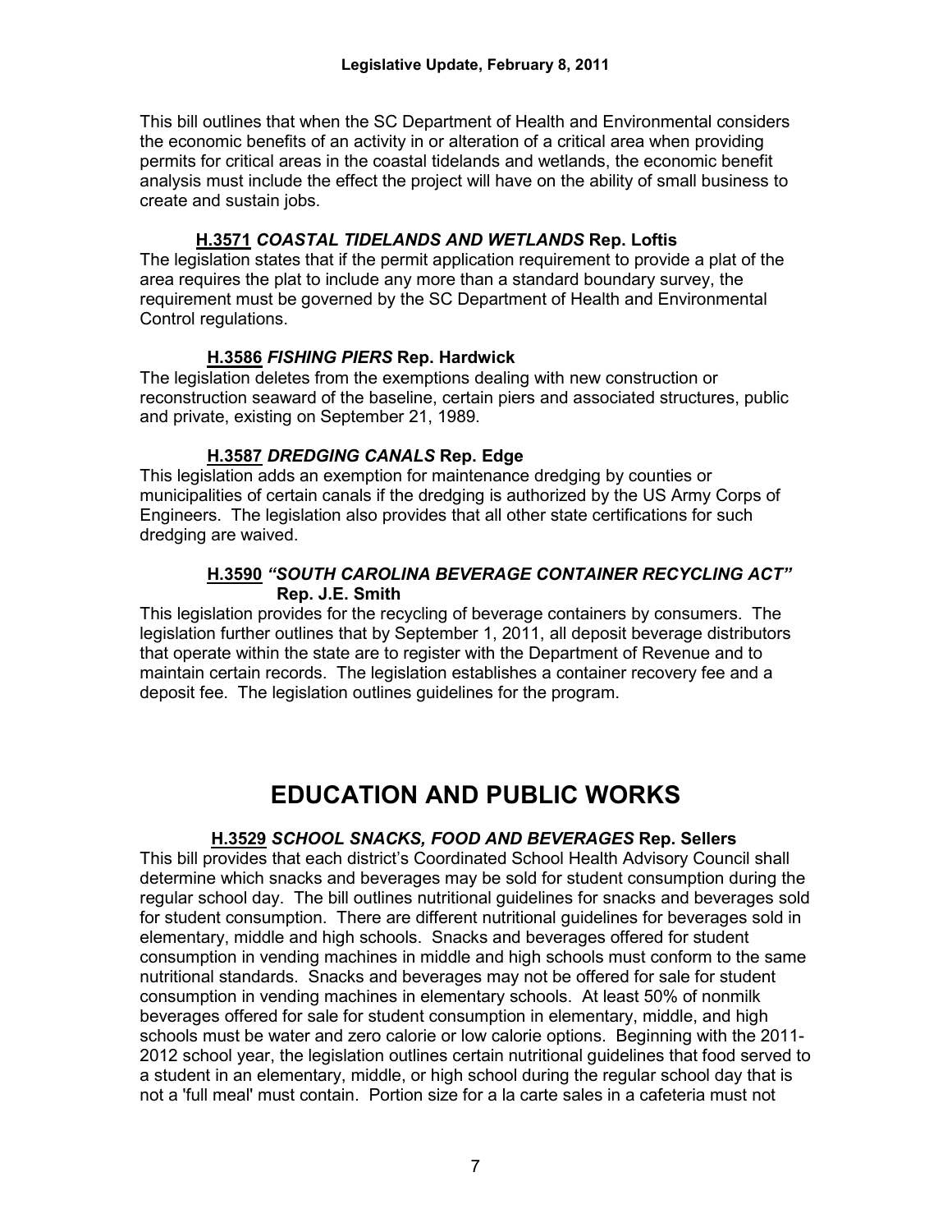This bill outlines that when the SC Department of Health and Environmental considers the economic benefits of an activity in or alteration of a critical area when providing permits for critical areas in the coastal tidelands and wetlands, the economic benefit analysis must include the effect the project will have on the ability of small business to create and sustain jobs.

**H.3571** ***COASTAL TIDELANDS AND WETLANDS*** **Rep. Loftis**

The legislation states that if the permit application requirement to provide a plat of the area requires the plat to include any more than a standard boundary survey, the requirement must be governed by the SC Department of Health and Environmental Control regulations.

**H.3586** ***FISHING PIERS*** **Rep. Hardwick**

The legislation deletes from the exemptions dealing with new construction or reconstruction seaward of the baseline, certain piers and associated structures, public and private, existing on September 21, 1989.

**H.3587** ***DREDGING CANALS*** **Rep. Edge**

This legislation adds an exemption for maintenance dredging by counties or municipalities of certain canals if the dredging is authorized by the US Army Corps of Engineers. The legislation also provides that all other state certifications for such dredging are waived.

**H.3590** ***"SOUTH CAROLINA BEVERAGE CONTAINER RECYCLING ACT"*** **Rep. J.E. Smith**

This legislation provides for the recycling of beverage containers by consumers. The legislation further outlines that by September 1, 2011, all deposit beverage distributors that operate within the state are to register with the Department of Revenue and to maintain certain records. The legislation establishes a container recovery fee and a deposit fee. The legislation outlines guidelines for the program.

# EDUCATION AND PUBLIC WORKS

**H.3529** ***SCHOOL SNACKS, FOOD AND BEVERAGES*** **Rep. Sellers**

This bill provides that each district's Coordinated School Health Advisory Council shall determine which snacks and beverages may be sold for student consumption during the regular school day. The bill outlines nutritional guidelines for snacks and beverages sold for student consumption. There are different nutritional guidelines for beverages sold in elementary, middle and high schools. Snacks and beverages offered for student consumption in vending machines in middle and high schools must conform to the same nutritional standards. Snacks and beverages may not be offered for sale for student consumption in vending machines in elementary schools. At least 50% of nonmilk beverages offered for sale for student consumption in elementary, middle, and high schools must be water and zero calorie or low calorie options. Beginning with the 2011-2012 school year, the legislation outlines certain nutritional guidelines that food served to a student in an elementary, middle, or high school during the regular school day that is not a 'full meal' must contain. Portion size for a la carte sales in a cafeteria must not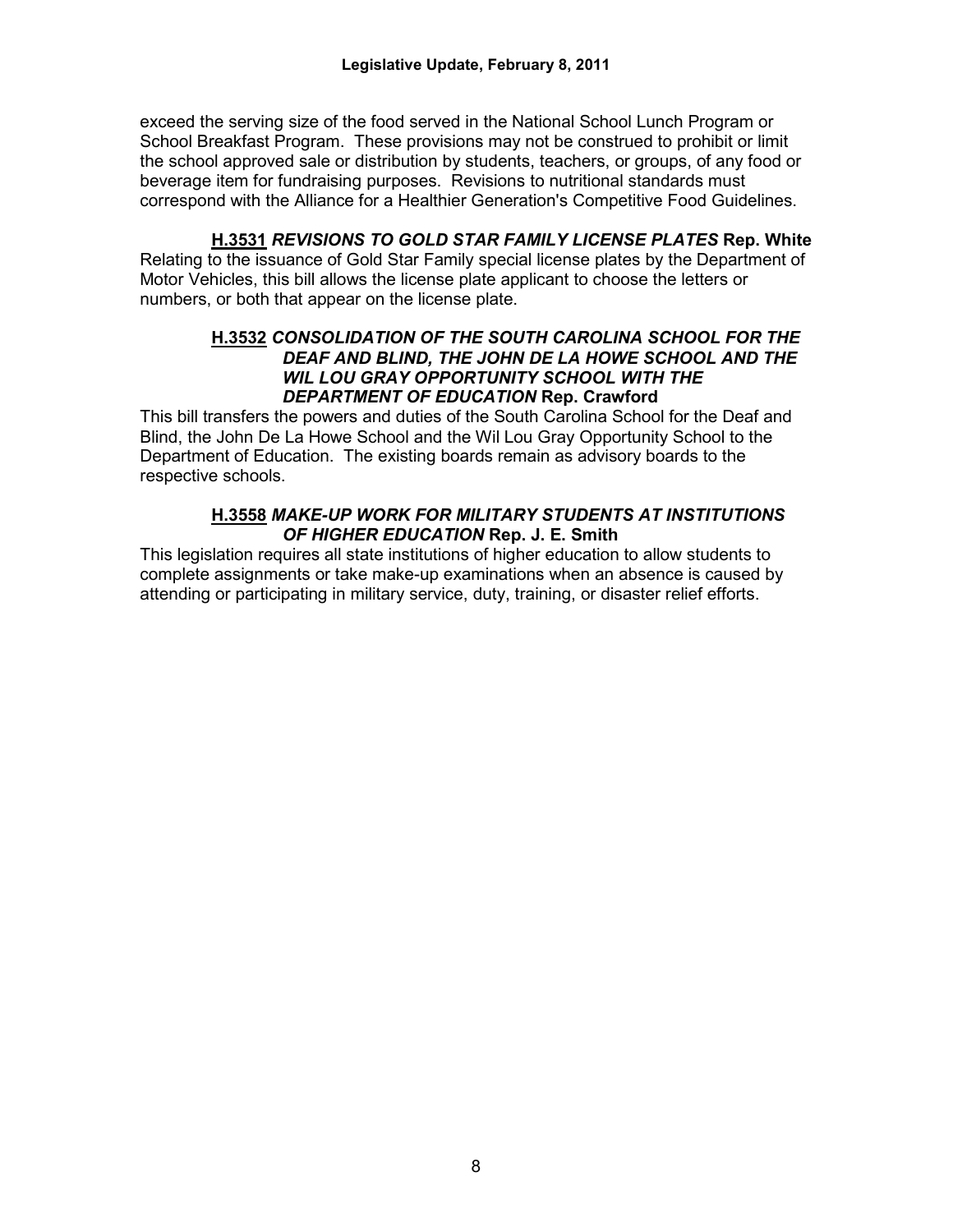exceed the serving size of the food served in the National School Lunch Program or School Breakfast Program. These provisions may not be construed to prohibit or limit the school approved sale or distribution by students, teachers, or groups, of any food or beverage item for fundraising purposes. Revisions to nutritional standards must correspond with the Alliance for a Healthier Generation's Competitive Food Guidelines.

**H.3531** ***REVISIONS TO GOLD STAR FAMILY LICENSE PLATES*** **Rep. White**
Relating to the issuance of Gold Star Family special license plates by the Department of Motor Vehicles, this bill allows the license plate applicant to choose the letters or numbers, or both that appear on the license plate.

**H.3532** ***CONSOLIDATION OF THE SOUTH CAROLINA SCHOOL FOR THE DEAF AND BLIND, THE JOHN DE LA HOWE SCHOOL AND THE WIL LOU GRAY OPPORTUNITY SCHOOL WITH THE DEPARTMENT OF EDUCATION*** **Rep. Crawford**
This bill transfers the powers and duties of the South Carolina School for the Deaf and Blind, the John De La Howe School and the Wil Lou Gray Opportunity School to the Department of Education. The existing boards remain as advisory boards to the respective schools.

**H.3558** ***MAKE-UP WORK FOR MILITARY STUDENTS AT INSTITUTIONS OF HIGHER EDUCATION*** **Rep. J. E. Smith**
This legislation requires all state institutions of higher education to allow students to complete assignments or take make-up examinations when an absence is caused by attending or participating in military service, duty, training, or disaster relief efforts.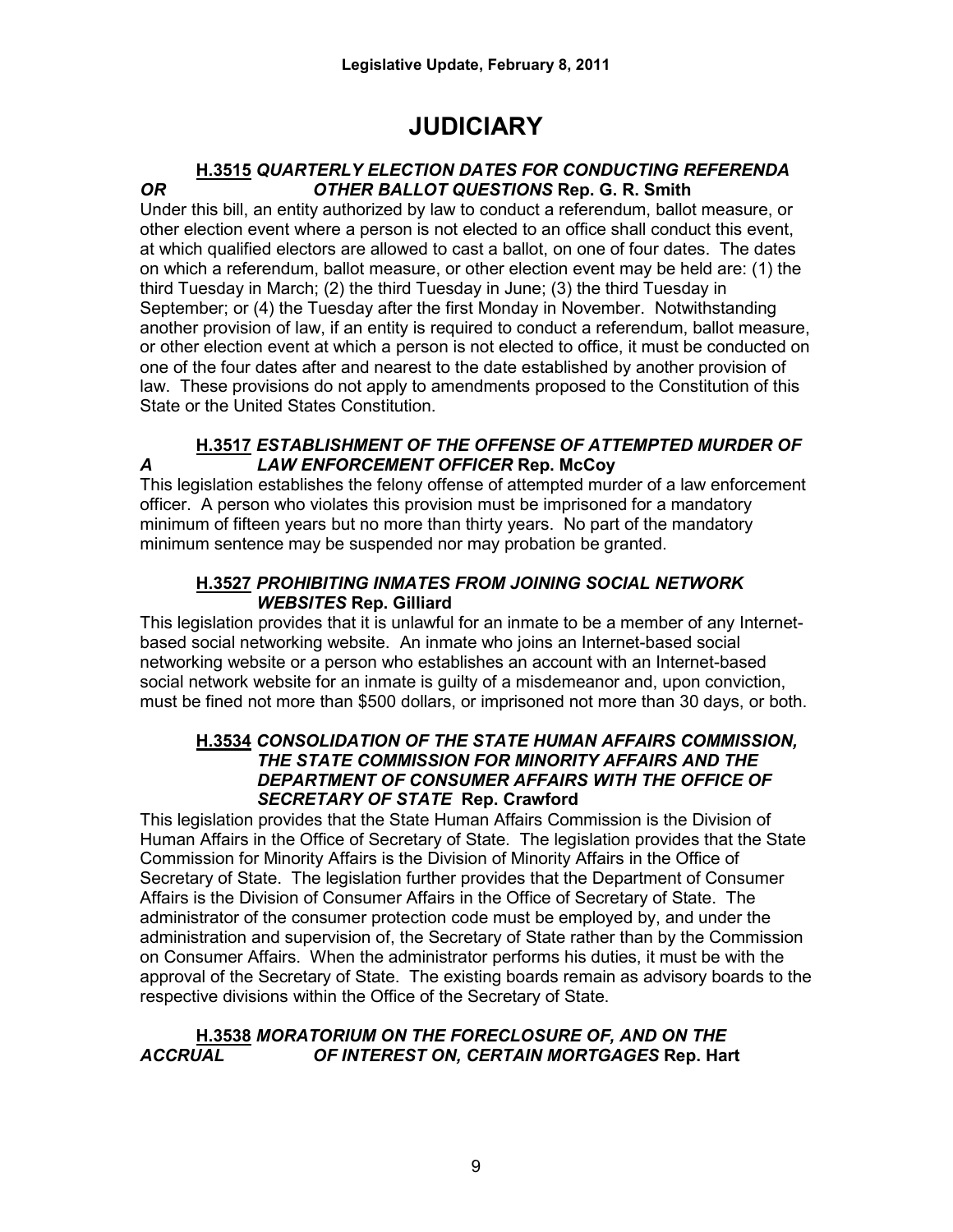# JUDICIARY

### <u>H.3515</u> *QUARTERLY ELECTION DATES FOR CONDUCTING REFERENDA OR OTHER BALLOT QUESTIONS* **Rep. G. R. Smith**

Under this bill, an entity authorized by law to conduct a referendum, ballot measure, or other election event where a person is not elected to an office shall conduct this event, at which qualified electors are allowed to cast a ballot, on one of four dates. The dates on which a referendum, ballot measure, or other election event may be held are: (1) the third Tuesday in March; (2) the third Tuesday in June; (3) the third Tuesday in September; or (4) the Tuesday after the first Monday in November. Notwithstanding another provision of law, if an entity is required to conduct a referendum, ballot measure, or other election event at which a person is not elected to office, it must be conducted on one of the four dates after and nearest to the date established by another provision of law. These provisions do not apply to amendments proposed to the Constitution of this State or the United States Constitution.

### <u>H.3517</u> *ESTABLISHMENT OF THE OFFENSE OF ATTEMPTED MURDER OF A LAW ENFORCEMENT OFFICER* **Rep. McCoy**

This legislation establishes the felony offense of attempted murder of a law enforcement officer. A person who violates this provision must be imprisoned for a mandatory minimum of fifteen years but no more than thirty years. No part of the mandatory minimum sentence may be suspended nor may probation be granted.

### <u>H.3527</u> *PROHIBITING INMATES FROM JOINING SOCIAL NETWORK WEBSITES* **Rep. Gilliard**

This legislation provides that it is unlawful for an inmate to be a member of any Internet-based social networking website. An inmate who joins an Internet-based social networking website or a person who establishes an account with an Internet-based social network website for an inmate is guilty of a misdemeanor and, upon conviction, must be fined not more than $500 dollars, or imprisoned not more than 30 days, or both.

### <u>H.3534</u> *CONSOLIDATION OF THE STATE HUMAN AFFAIRS COMMISSION, THE STATE COMMISSION FOR MINORITY AFFAIRS AND THE DEPARTMENT OF CONSUMER AFFAIRS WITH THE OFFICE OF SECRETARY OF STATE* **Rep. Crawford**

This legislation provides that the State Human Affairs Commission is the Division of Human Affairs in the Office of Secretary of State. The legislation provides that the State Commission for Minority Affairs is the Division of Minority Affairs in the Office of Secretary of State. The legislation further provides that the Department of Consumer Affairs is the Division of Consumer Affairs in the Office of Secretary of State. The administrator of the consumer protection code must be employed by, and under the administration and supervision of, the Secretary of State rather than by the Commission on Consumer Affairs. When the administrator performs his duties, it must be with the approval of the Secretary of State. The existing boards remain as advisory boards to the respective divisions within the Office of the Secretary of State.

### <u>H.3538</u> *MORATORIUM ON THE FORECLOSURE OF, AND ON THE ACCRUAL OF INTEREST ON, CERTAIN MORTGAGES* **Rep. Hart**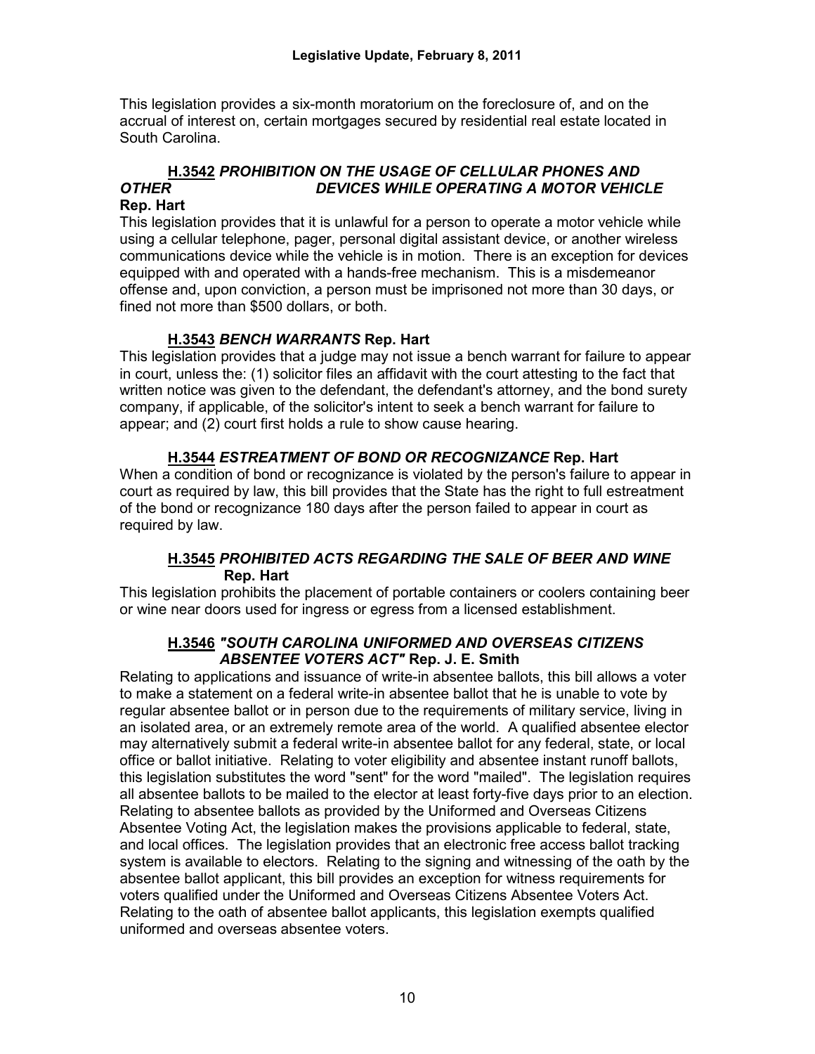This legislation provides a six-month moratorium on the foreclosure of, and on the accrual of interest on, certain mortgages secured by residential real estate located in South Carolina.

### H.3542 *PROHIBITION ON THE USAGE OF CELLULAR PHONES AND OTHER DEVICES WHILE OPERATING A MOTOR VEHICLE* Rep. Hart

This legislation provides that it is unlawful for a person to operate a motor vehicle while using a cellular telephone, pager, personal digital assistant device, or another wireless communications device while the vehicle is in motion. There is an exception for devices equipped with and operated with a hands-free mechanism. This is a misdemeanor offense and, upon conviction, a person must be imprisoned not more than 30 days, or fined not more than $500 dollars, or both.

### H.3543 *BENCH WARRANTS* Rep. Hart

This legislation provides that a judge may not issue a bench warrant for failure to appear in court, unless the: (1) solicitor files an affidavit with the court attesting to the fact that written notice was given to the defendant, the defendant's attorney, and the bond surety company, if applicable, of the solicitor's intent to seek a bench warrant for failure to appear; and (2) court first holds a rule to show cause hearing.

### H.3544 *ESTREATMENT OF BOND OR RECOGNIZANCE* Rep. Hart

When a condition of bond or recognizance is violated by the person's failure to appear in court as required by law, this bill provides that the State has the right to full estreatment of the bond or recognizance 180 days after the person failed to appear in court as required by law.

### H.3545 *PROHIBITED ACTS REGARDING THE SALE OF BEER AND WINE* Rep. Hart

This legislation prohibits the placement of portable containers or coolers containing beer or wine near doors used for ingress or egress from a licensed establishment.

### H.3546 *"SOUTH CAROLINA UNIFORMED AND OVERSEAS CITIZENS ABSENTEE VOTERS ACT"* Rep. J. E. Smith

Relating to applications and issuance of write-in absentee ballots, this bill allows a voter to make a statement on a federal write-in absentee ballot that he is unable to vote by regular absentee ballot or in person due to the requirements of military service, living in an isolated area, or an extremely remote area of the world. A qualified absentee elector may alternatively submit a federal write-in absentee ballot for any federal, state, or local office or ballot initiative. Relating to voter eligibility and absentee instant runoff ballots, this legislation substitutes the word "sent" for the word "mailed". The legislation requires all absentee ballots to be mailed to the elector at least forty-five days prior to an election. Relating to absentee ballots as provided by the Uniformed and Overseas Citizens Absentee Voting Act, the legislation makes the provisions applicable to federal, state, and local offices. The legislation provides that an electronic free access ballot tracking system is available to electors. Relating to the signing and witnessing of the oath by the absentee ballot applicant, this bill provides an exception for witness requirements for voters qualified under the Uniformed and Overseas Citizens Absentee Voters Act. Relating to the oath of absentee ballot applicants, this legislation exempts qualified uniformed and overseas absentee voters.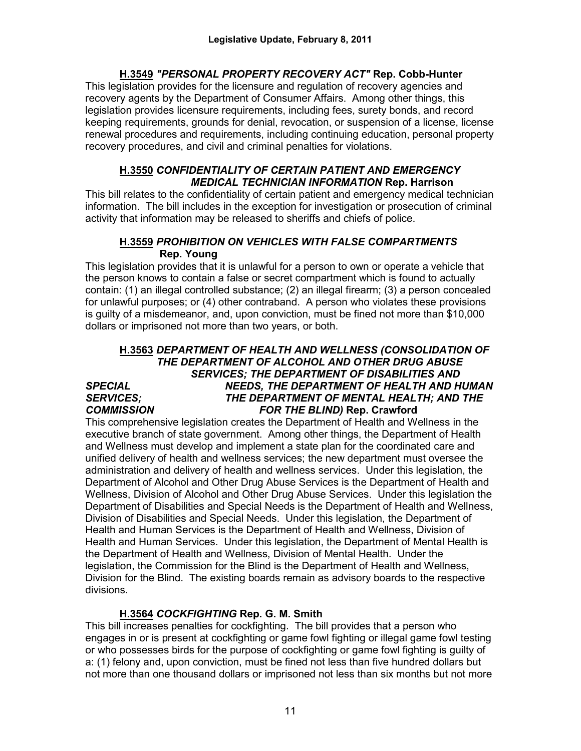**H.3549** ***"PERSONAL PROPERTY RECOVERY ACT"*** **Rep. Cobb-Hunter**

This legislation provides for the licensure and regulation of recovery agencies and recovery agents by the Department of Consumer Affairs. Among other things, this legislation provides licensure requirements, including fees, surety bonds, and record keeping requirements, grounds for denial, revocation, or suspension of a license, license renewal procedures and requirements, including continuing education, personal property recovery procedures, and civil and criminal penalties for violations.

**H.3550** ***CONFIDENTIALITY OF CERTAIN PATIENT AND EMERGENCY MEDICAL TECHNICIAN INFORMATION*** **Rep. Harrison**

This bill relates to the confidentiality of certain patient and emergency medical technician information. The bill includes in the exception for investigation or prosecution of criminal activity that information may be released to sheriffs and chiefs of police.

**H.3559** ***PROHIBITION ON VEHICLES WITH FALSE COMPARTMENTS*** **Rep. Young**

This legislation provides that it is unlawful for a person to own or operate a vehicle that the person knows to contain a false or secret compartment which is found to actually contain: (1) an illegal controlled substance; (2) an illegal firearm; (3) a person concealed for unlawful purposes; or (4) other contraband. A person who violates these provisions is guilty of a misdemeanor, and, upon conviction, must be fined not more than $10,000 dollars or imprisoned not more than two years, or both.

**H.3563** ***DEPARTMENT OF HEALTH AND WELLNESS (CONSOLIDATION OF THE DEPARTMENT OF ALCOHOL AND OTHER DRUG ABUSE SERVICES; THE DEPARTMENT OF DISABILITIES AND SPECIAL NEEDS, THE DEPARTMENT OF HEALTH AND HUMAN SERVICES; THE DEPARTMENT OF MENTAL HEALTH; AND THE COMMISSION FOR THE BLIND)*** **Rep. Crawford**

This comprehensive legislation creates the Department of Health and Wellness in the executive branch of state government. Among other things, the Department of Health and Wellness must develop and implement a state plan for the coordinated care and unified delivery of health and wellness services; the new department must oversee the administration and delivery of health and wellness services. Under this legislation, the Department of Alcohol and Other Drug Abuse Services is the Department of Health and Wellness, Division of Alcohol and Other Drug Abuse Services. Under this legislation the Department of Disabilities and Special Needs is the Department of Health and Wellness, Division of Disabilities and Special Needs. Under this legislation, the Department of Health and Human Services is the Department of Health and Wellness, Division of Health and Human Services. Under this legislation, the Department of Mental Health is the Department of Health and Wellness, Division of Mental Health. Under the legislation, the Commission for the Blind is the Department of Health and Wellness, Division for the Blind. The existing boards remain as advisory boards to the respective divisions.

**H.3564** ***COCKFIGHTING*** **Rep. G. M. Smith**

This bill increases penalties for cockfighting. The bill provides that a person who engages in or is present at cockfighting or game fowl fighting or illegal game fowl testing or who possesses birds for the purpose of cockfighting or game fowl fighting is guilty of a: (1) felony and, upon conviction, must be fined not less than five hundred dollars but not more than one thousand dollars or imprisoned not less than six months but not more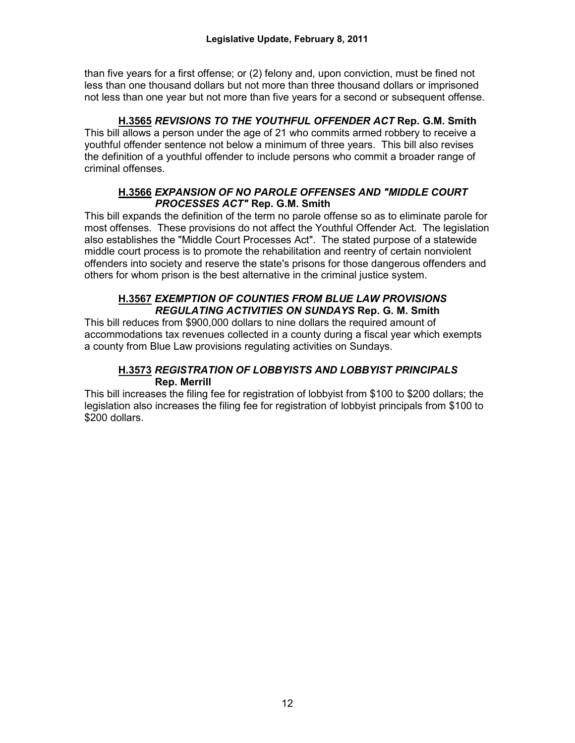than five years for a first offense; or (2) felony and, upon conviction, must be fined not less than one thousand dollars but not more than three thousand dollars or imprisoned not less than one year but not more than five years for a second or subsequent offense.

**H.3565** ***REVISIONS TO THE YOUTHFUL OFFENDER ACT*** **Rep. G.M. Smith**
This bill allows a person under the age of 21 who commits armed robbery to receive a youthful offender sentence not below a minimum of three years. This bill also revises the definition of a youthful offender to include persons who commit a broader range of criminal offenses.

**H.3566** ***EXPANSION OF NO PAROLE OFFENSES AND "MIDDLE COURT PROCESSES ACT"*** **Rep. G.M. Smith**
This bill expands the definition of the term no parole offense so as to eliminate parole for most offenses. These provisions do not affect the Youthful Offender Act. The legislation also establishes the "Middle Court Processes Act". The stated purpose of a statewide middle court process is to promote the rehabilitation and reentry of certain nonviolent offenders into society and reserve the state's prisons for those dangerous offenders and others for whom prison is the best alternative in the criminal justice system.

**H.3567** ***EXEMPTION OF COUNTIES FROM BLUE LAW PROVISIONS REGULATING ACTIVITIES ON SUNDAYS*** **Rep. G. M. Smith**
This bill reduces from $900,000 dollars to nine dollars the required amount of accommodations tax revenues collected in a county during a fiscal year which exempts a county from Blue Law provisions regulating activities on Sundays.

**H.3573** ***REGISTRATION OF LOBBYISTS AND LOBBYIST PRINCIPALS*** **Rep. Merrill**
This bill increases the filing fee for registration of lobbyist from $100 to $200 dollars; the legislation also increases the filing fee for registration of lobbyist principals from $100 to $200 dollars.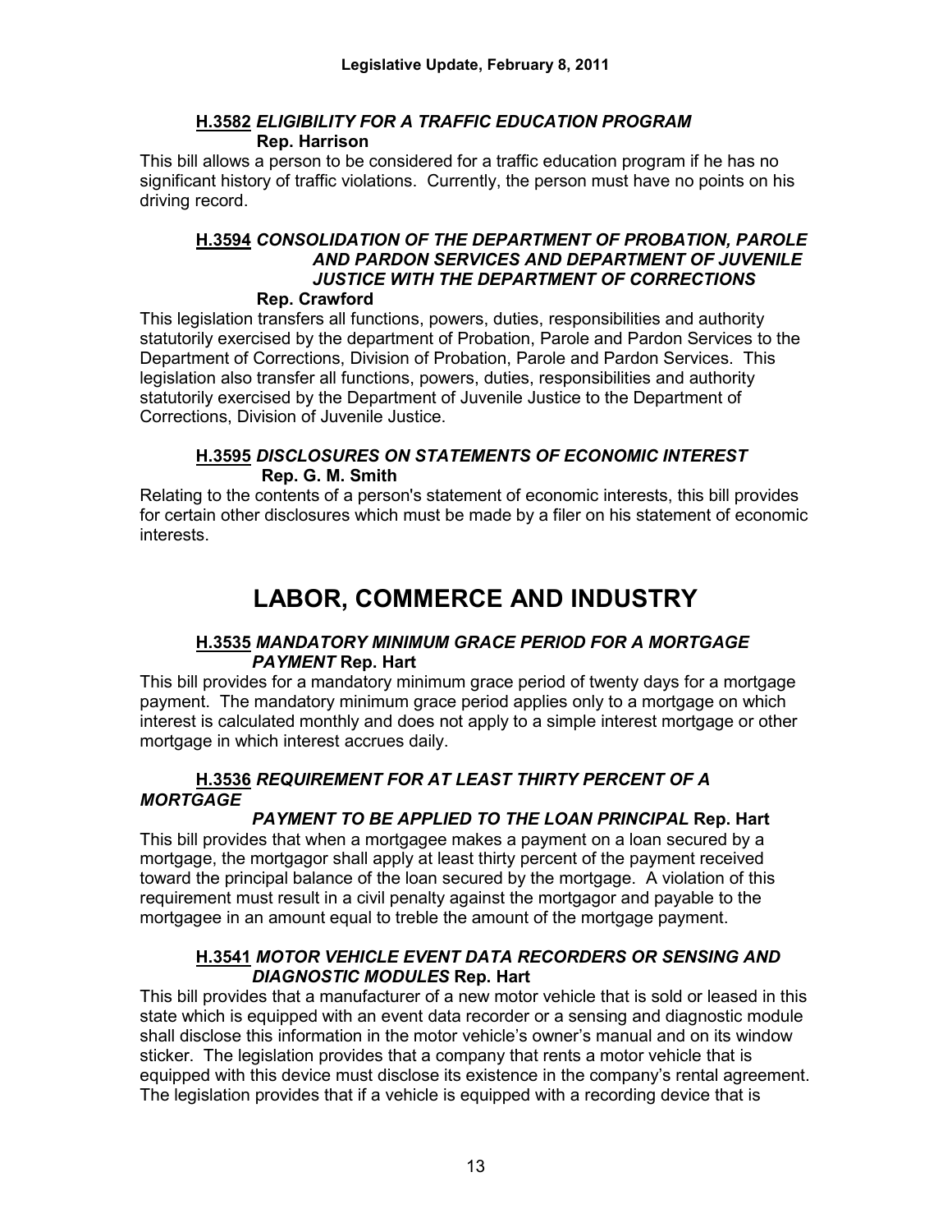**H.3582** ***ELIGIBILITY FOR A TRAFFIC EDUCATION PROGRAM***
**Rep. Harrison**

This bill allows a person to be considered for a traffic education program if he has no significant history of traffic violations. Currently, the person must have no points on his driving record.

**H.3594** ***CONSOLIDATION OF THE DEPARTMENT OF PROBATION, PAROLE AND PARDON SERVICES AND DEPARTMENT OF JUVENILE JUSTICE WITH THE DEPARTMENT OF CORRECTIONS***
**Rep. Crawford**

This legislation transfers all functions, powers, duties, responsibilities and authority statutorily exercised by the department of Probation, Parole and Pardon Services to the Department of Corrections, Division of Probation, Parole and Pardon Services. This legislation also transfer all functions, powers, duties, responsibilities and authority statutorily exercised by the Department of Juvenile Justice to the Department of Corrections, Division of Juvenile Justice.

**H.3595** ***DISCLOSURES ON STATEMENTS OF ECONOMIC INTEREST***
**Rep. G. M. Smith**

Relating to the contents of a person's statement of economic interests, this bill provides for certain other disclosures which must be made by a filer on his statement of economic interests.

# LABOR, COMMERCE AND INDUSTRY

**H.3535** ***MANDATORY MINIMUM GRACE PERIOD FOR A MORTGAGE PAYMENT*** **Rep. Hart**

This bill provides for a mandatory minimum grace period of twenty days for a mortgage payment. The mandatory minimum grace period applies only to a mortgage on which interest is calculated monthly and does not apply to a simple interest mortgage or other mortgage in which interest accrues daily.

**H.3536** ***REQUIREMENT FOR AT LEAST THIRTY PERCENT OF A MORTGAGE PAYMENT TO BE APPLIED TO THE LOAN PRINCIPAL*** **Rep. Hart**

This bill provides that when a mortgagee makes a payment on a loan secured by a mortgage, the mortgagor shall apply at least thirty percent of the payment received toward the principal balance of the loan secured by the mortgage. A violation of this requirement must result in a civil penalty against the mortgagor and payable to the mortgagee in an amount equal to treble the amount of the mortgage payment.

**H.3541** ***MOTOR VEHICLE EVENT DATA RECORDERS OR SENSING AND DIAGNOSTIC MODULES*** **Rep. Hart**

This bill provides that a manufacturer of a new motor vehicle that is sold or leased in this state which is equipped with an event data recorder or a sensing and diagnostic module shall disclose this information in the motor vehicle's owner's manual and on its window sticker. The legislation provides that a company that rents a motor vehicle that is equipped with this device must disclose its existence in the company's rental agreement. The legislation provides that if a vehicle is equipped with a recording device that is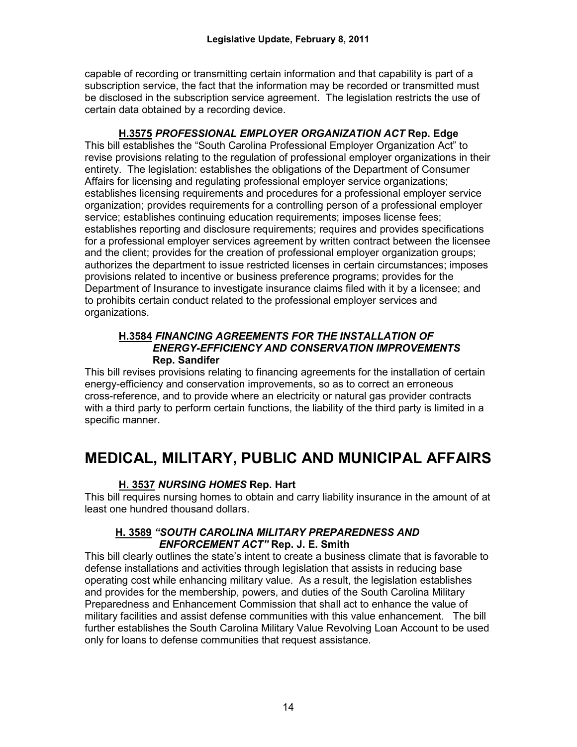capable of recording or transmitting certain information and that capability is part of a subscription service, the fact that the information may be recorded or transmitted must be disclosed in the subscription service agreement. The legislation restricts the use of certain data obtained by a recording device.

**H.3575** ***PROFESSIONAL EMPLOYER ORGANIZATION ACT*** **Rep. Edge**

This bill establishes the "South Carolina Professional Employer Organization Act" to revise provisions relating to the regulation of professional employer organizations in their entirety. The legislation: establishes the obligations of the Department of Consumer Affairs for licensing and regulating professional employer service organizations; establishes licensing requirements and procedures for a professional employer service organization; provides requirements for a controlling person of a professional employer service; establishes continuing education requirements; imposes license fees; establishes reporting and disclosure requirements; requires and provides specifications for a professional employer services agreement by written contract between the licensee and the client; provides for the creation of professional employer organization groups; authorizes the department to issue restricted licenses in certain circumstances; imposes provisions related to incentive or business preference programs; provides for the Department of Insurance to investigate insurance claims filed with it by a licensee; and to prohibits certain conduct related to the professional employer services and organizations.

**H.3584** ***FINANCING AGREEMENTS FOR THE INSTALLATION OF ENERGY-EFFICIENCY AND CONSERVATION IMPROVEMENTS*** **Rep. Sandifer**

This bill revises provisions relating to financing agreements for the installation of certain energy-efficiency and conservation improvements, so as to correct an erroneous cross-reference, and to provide where an electricity or natural gas provider contracts with a third party to perform certain functions, the liability of the third party is limited in a specific manner.

# MEDICAL, MILITARY, PUBLIC AND MUNICIPAL AFFAIRS

**H. 3537** ***NURSING HOMES*** **Rep. Hart**

This bill requires nursing homes to obtain and carry liability insurance in the amount of at least one hundred thousand dollars.

**H. 3589** ***"SOUTH CAROLINA MILITARY PREPAREDNESS AND ENFORCEMENT ACT"*** **Rep. J. E. Smith**

This bill clearly outlines the state's intent to create a business climate that is favorable to defense installations and activities through legislation that assists in reducing base operating cost while enhancing military value. As a result, the legislation establishes and provides for the membership, powers, and duties of the South Carolina Military Preparedness and Enhancement Commission that shall act to enhance the value of military facilities and assist defense communities with this value enhancement. The bill further establishes the South Carolina Military Value Revolving Loan Account to be used only for loans to defense communities that request assistance.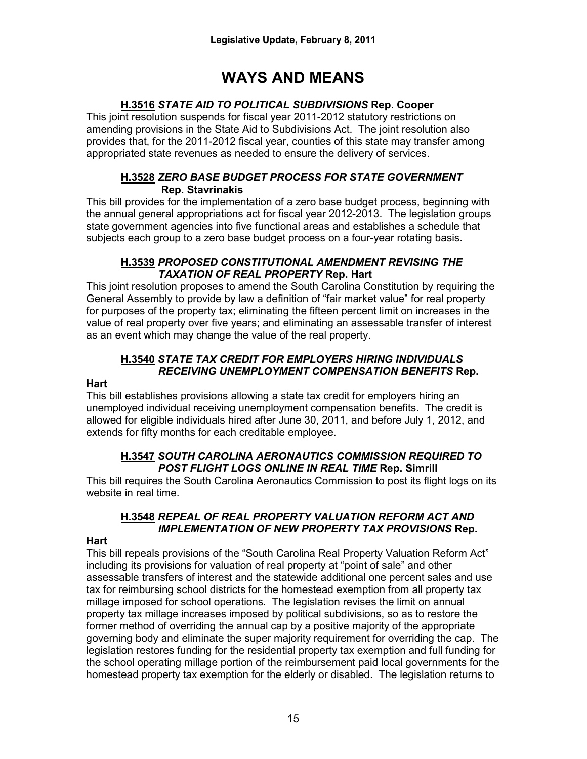# WAYS AND MEANS

### H.3516 *STATE AID TO POLITICAL SUBDIVISIONS* Rep. Cooper

This joint resolution suspends for fiscal year 2011-2012 statutory restrictions on amending provisions in the State Aid to Subdivisions Act. The joint resolution also provides that, for the 2011-2012 fiscal year, counties of this state may transfer among appropriated state revenues as needed to ensure the delivery of services.

### H.3528 *ZERO BASE BUDGET PROCESS FOR STATE GOVERNMENT* Rep. Stavrinakis

This bill provides for the implementation of a zero base budget process, beginning with the annual general appropriations act for fiscal year 2012-2013. The legislation groups state government agencies into five functional areas and establishes a schedule that subjects each group to a zero base budget process on a four-year rotating basis.

### H.3539 *PROPOSED CONSTITUTIONAL AMENDMENT REVISING THE TAXATION OF REAL PROPERTY* Rep. Hart

This joint resolution proposes to amend the South Carolina Constitution by requiring the General Assembly to provide by law a definition of "fair market value" for real property for purposes of the property tax; eliminating the fifteen percent limit on increases in the value of real property over five years; and eliminating an assessable transfer of interest as an event which may change the value of the real property.

### H.3540 *STATE TAX CREDIT FOR EMPLOYERS HIRING INDIVIDUALS RECEIVING UNEMPLOYMENT COMPENSATION BENEFITS* Rep. Hart

This bill establishes provisions allowing a state tax credit for employers hiring an unemployed individual receiving unemployment compensation benefits. The credit is allowed for eligible individuals hired after June 30, 2011, and before July 1, 2012, and extends for fifty months for each creditable employee.

### H.3547 *SOUTH CAROLINA AERONAUTICS COMMISSION REQUIRED TO POST FLIGHT LOGS ONLINE IN REAL TIME* Rep. Simrill

This bill requires the South Carolina Aeronautics Commission to post its flight logs on its website in real time.

### H.3548 *REPEAL OF REAL PROPERTY VALUATION REFORM ACT AND IMPLEMENTATION OF NEW PROPERTY TAX PROVISIONS* Rep. Hart

This bill repeals provisions of the "South Carolina Real Property Valuation Reform Act" including its provisions for valuation of real property at "point of sale" and other assessable transfers of interest and the statewide additional one percent sales and use tax for reimbursing school districts for the homestead exemption from all property tax millage imposed for school operations. The legislation revises the limit on annual property tax millage increases imposed by political subdivisions, so as to restore the former method of overriding the annual cap by a positive majority of the appropriate governing body and eliminate the super majority requirement for overriding the cap. The legislation restores funding for the residential property tax exemption and full funding for the school operating millage portion of the reimbursement paid local governments for the homestead property tax exemption for the elderly or disabled. The legislation returns to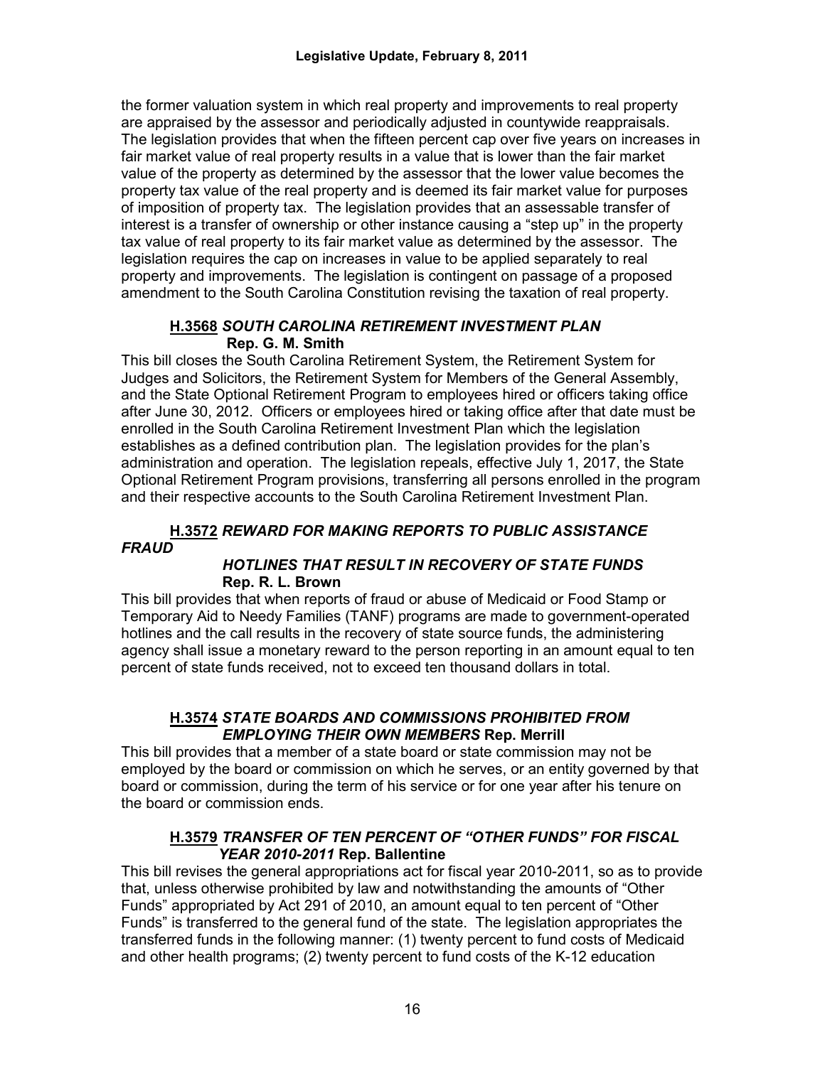the former valuation system in which real property and improvements to real property are appraised by the assessor and periodically adjusted in countywide reappraisals. The legislation provides that when the fifteen percent cap over five years on increases in fair market value of real property results in a value that is lower than the fair market value of the property as determined by the assessor that the lower value becomes the property tax value of the real property and is deemed its fair market value for purposes of imposition of property tax. The legislation provides that an assessable transfer of interest is a transfer of ownership or other instance causing a "step up" in the property tax value of real property to its fair market value as determined by the assessor. The legislation requires the cap on increases in value to be applied separately to real property and improvements. The legislation is contingent on passage of a proposed amendment to the South Carolina Constitution revising the taxation of real property.

### <u>H.3568</u> *SOUTH CAROLINA RETIREMENT INVESTMENT PLAN* **Rep. G. M. Smith**

This bill closes the South Carolina Retirement System, the Retirement System for Judges and Solicitors, the Retirement System for Members of the General Assembly, and the State Optional Retirement Program to employees hired or officers taking office after June 30, 2012. Officers or employees hired or taking office after that date must be enrolled in the South Carolina Retirement Investment Plan which the legislation establishes as a defined contribution plan. The legislation provides for the plan's administration and operation. The legislation repeals, effective July 1, 2017, the State Optional Retirement Program provisions, transferring all persons enrolled in the program and their respective accounts to the South Carolina Retirement Investment Plan.

### <u>H.3572</u> *REWARD FOR MAKING REPORTS TO PUBLIC ASSISTANCE FRAUD HOTLINES THAT RESULT IN RECOVERY OF STATE FUNDS* **Rep. R. L. Brown**

This bill provides that when reports of fraud or abuse of Medicaid or Food Stamp or Temporary Aid to Needy Families (TANF) programs are made to government-operated hotlines and the call results in the recovery of state source funds, the administering agency shall issue a monetary reward to the person reporting in an amount equal to ten percent of state funds received, not to exceed ten thousand dollars in total.

### <u>H.3574</u> *STATE BOARDS AND COMMISSIONS PROHIBITED FROM EMPLOYING THEIR OWN MEMBERS* **Rep. Merrill**

This bill provides that a member of a state board or state commission may not be employed by the board or commission on which he serves, or an entity governed by that board or commission, during the term of his service or for one year after his tenure on the board or commission ends.

### <u>H.3579</u> *TRANSFER OF TEN PERCENT OF "OTHER FUNDS" FOR FISCAL YEAR 2010-2011* **Rep. Ballentine**

This bill revises the general appropriations act for fiscal year 2010-2011, so as to provide that, unless otherwise prohibited by law and notwithstanding the amounts of "Other Funds" appropriated by Act 291 of 2010, an amount equal to ten percent of "Other Funds" is transferred to the general fund of the state. The legislation appropriates the transferred funds in the following manner: (1) twenty percent to fund costs of Medicaid and other health programs; (2) twenty percent to fund costs of the K-12 education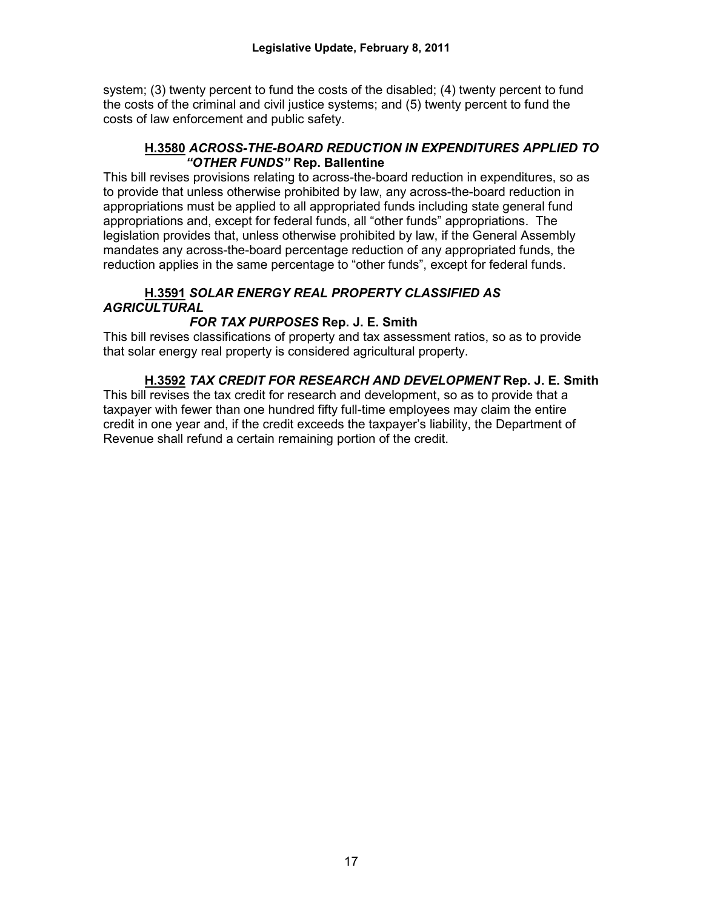system; (3) twenty percent to fund the costs of the disabled; (4) twenty percent to fund the costs of the criminal and civil justice systems; and (5) twenty percent to fund the costs of law enforcement and public safety.

**H.3580** ***ACROSS-THE-BOARD REDUCTION IN EXPENDITURES APPLIED TO "OTHER FUNDS"*** **Rep. Ballentine**

This bill revises provisions relating to across-the-board reduction in expenditures, so as to provide that unless otherwise prohibited by law, any across-the-board reduction in appropriations must be applied to all appropriated funds including state general fund appropriations and, except for federal funds, all "other funds" appropriations. The legislation provides that, unless otherwise prohibited by law, if the General Assembly mandates any across-the-board percentage reduction of any appropriated funds, the reduction applies in the same percentage to "other funds", except for federal funds.

**H.3591** ***SOLAR ENERGY REAL PROPERTY CLASSIFIED AS AGRICULTURAL FOR TAX PURPOSES*** **Rep. J. E. Smith**

This bill revises classifications of property and tax assessment ratios, so as to provide that solar energy real property is considered agricultural property.

**H.3592** ***TAX CREDIT FOR RESEARCH AND DEVELOPMENT*** **Rep. J. E. Smith**

This bill revises the tax credit for research and development, so as to provide that a taxpayer with fewer than one hundred fifty full-time employees may claim the entire credit in one year and, if the credit exceeds the taxpayer's liability, the Department of Revenue shall refund a certain remaining portion of the credit.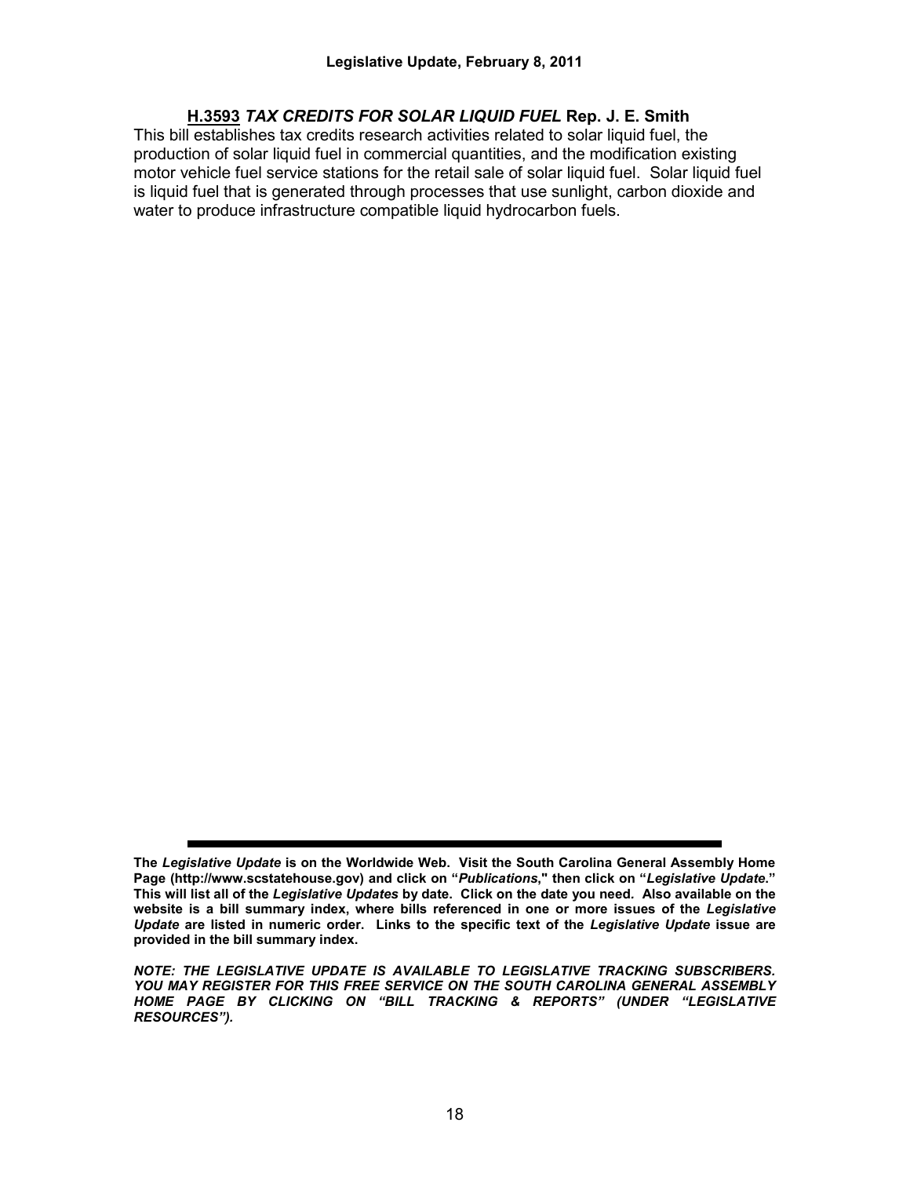**H.3593** ***TAX CREDITS FOR SOLAR LIQUID FUEL*** **Rep. J. E. Smith**

This bill establishes tax credits research activities related to solar liquid fuel, the production of solar liquid fuel in commercial quantities, and the modification existing motor vehicle fuel service stations for the retail sale of solar liquid fuel. Solar liquid fuel is liquid fuel that is generated through processes that use sunlight, carbon dioxide and water to produce infrastructure compatible liquid hydrocarbon fuels.

---

**The *Legislative Update* is on the Worldwide Web. Visit the South Carolina General Assembly Home Page (http://www.scstatehouse.gov) and click on "*Publications*," then click on "*Legislative Update*." This will list all of the *Legislative Updates* by date. Click on the date you need. Also available on the website is a bill summary index, where bills referenced in one or more issues of the *Legislative Update* are listed in numeric order. Links to the specific text of the *Legislative Update* issue are provided in the bill summary index.**

***NOTE: THE LEGISLATIVE UPDATE IS AVAILABLE TO LEGISLATIVE TRACKING SUBSCRIBERS. YOU MAY REGISTER FOR THIS FREE SERVICE ON THE SOUTH CAROLINA GENERAL ASSEMBLY HOME PAGE BY CLICKING ON "BILL TRACKING & REPORTS" (UNDER "LEGISLATIVE RESOURCES").***